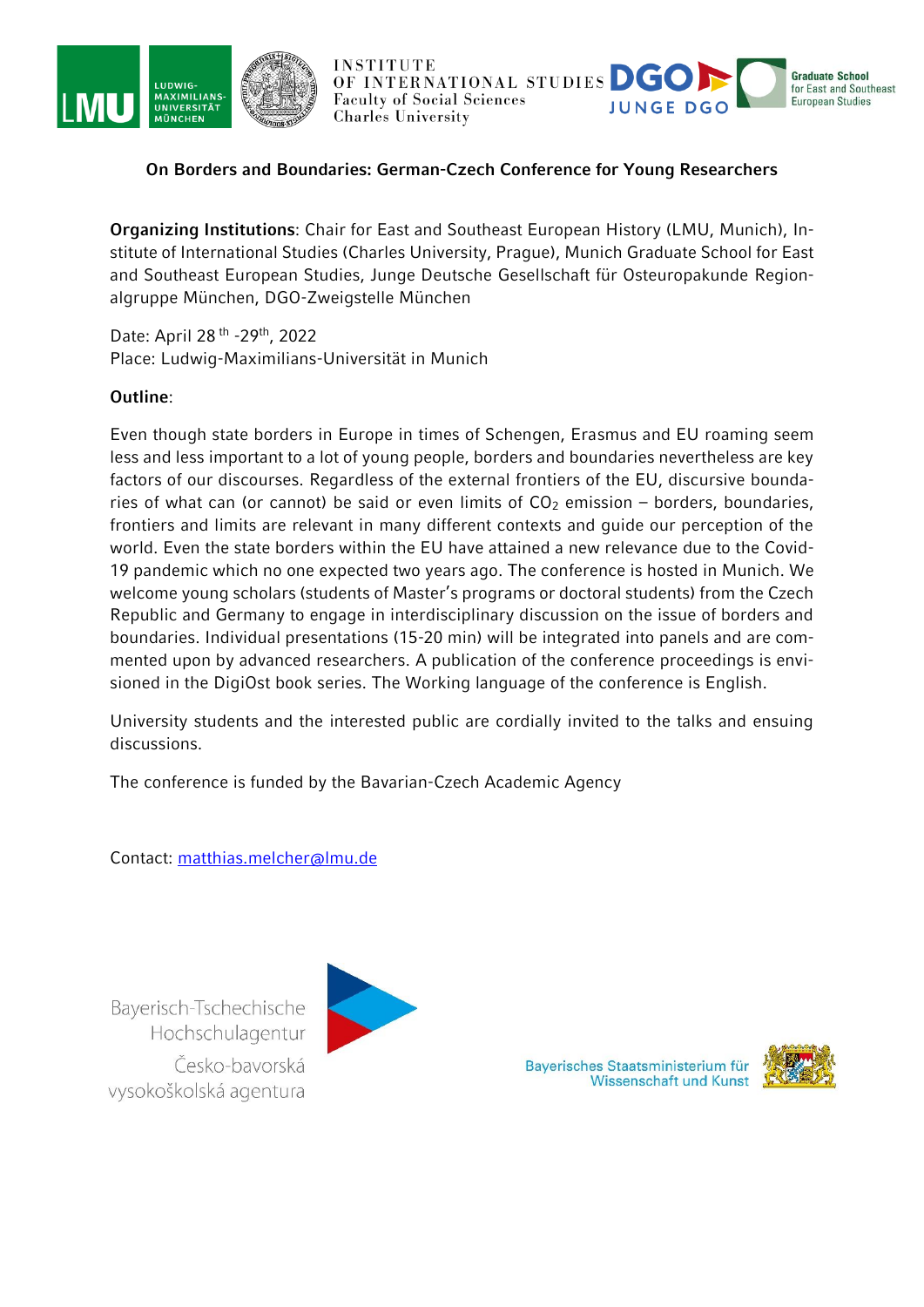INSTITUTE OF INTERNATIONAL STUDIES
Faculty of Social Sciences
Charles University

## On Borders and Boundaries: German-Czech Conference for Young Researchers

**Organizing Institutions**: Chair for East and Southeast European History (LMU, Munich), Institute of International Studies (Charles University, Prague), Munich Graduate School for East and Southeast European Studies, Junge Deutsche Gesellschaft für Osteuropakunde Regionalgruppe München, DGO-Zweigstelle München

Date: April 28 th -29th, 2022
Place: Ludwig-Maximilians-Universität in Munich

**Outline**:

Even though state borders in Europe in times of Schengen, Erasmus and EU roaming seem less and less important to a lot of young people, borders and boundaries nevertheless are key factors of our discourses. Regardless of the external frontiers of the EU, discursive boundaries of what can (or cannot) be said or even limits of $CO_2$ emission – borders, boundaries, frontiers and limits are relevant in many different contexts and guide our perception of the world. Even the state borders within the EU have attained a new relevance due to the Covid-19 pandemic which no one expected two years ago. The conference is hosted in Munich. We welcome young scholars (students of Master's programs or doctoral students) from the Czech Republic and Germany to engage in interdisciplinary discussion on the issue of borders and boundaries. Individual presentations (15-20 min) will be integrated into panels and are commented upon by advanced researchers. A publication of the conference proceedings is envisioned in the DigiOst book series. The Working language of the conference is English.

University students and the interested public are cordially invited to the talks and ensuing discussions.

The conference is funded by the Bavarian-Czech Academic Agency

Contact: matthias.melcher@lmu.de

Bayerisch-Tschechische Hochschulagentur
Česko-bavorská vysokoškolská agentura

Bayerisches Staatsministerium für Wissenschaft und Kunst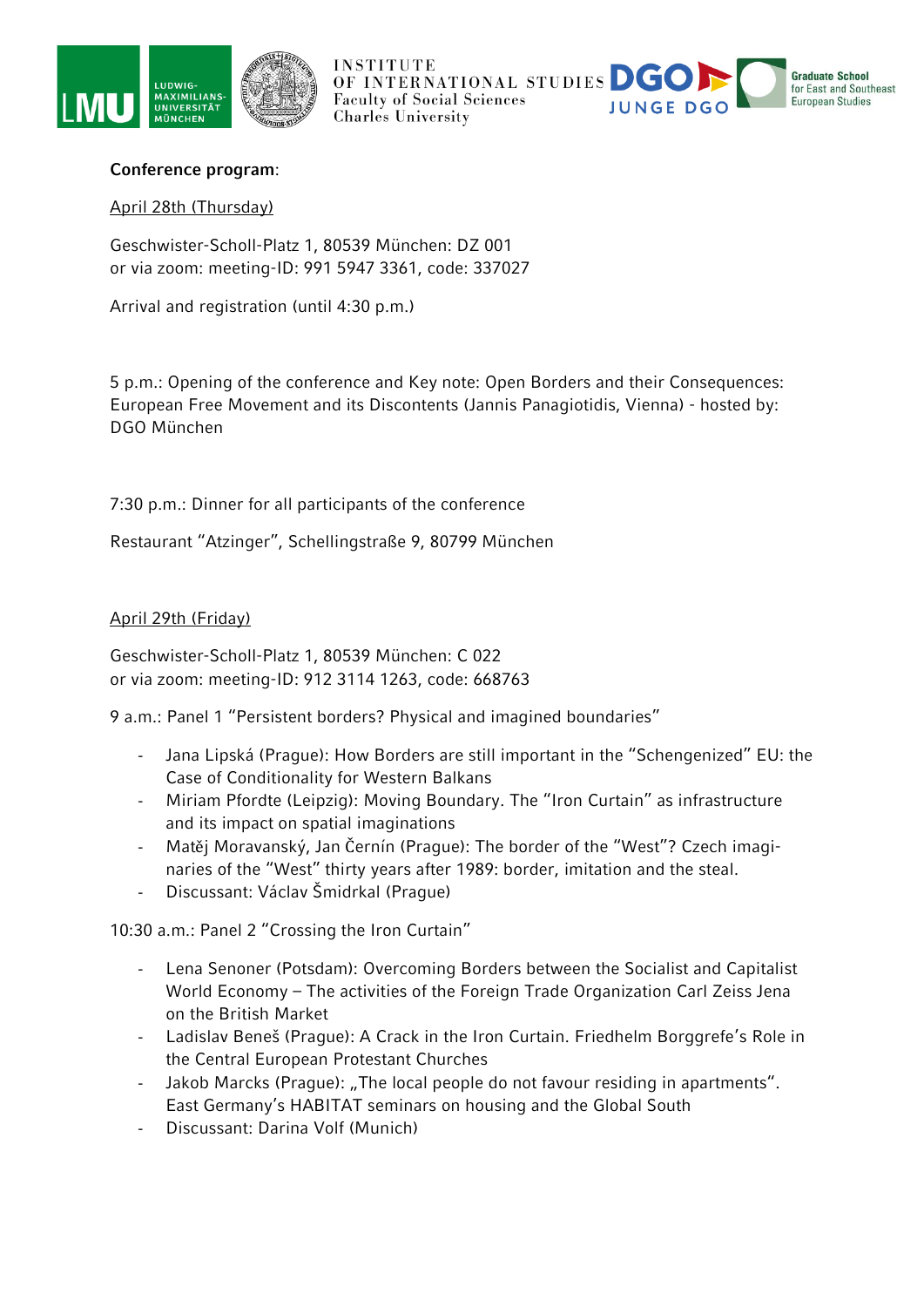**Conference program**:

April 28th (Thursday)

Geschwister-Scholl-Platz 1, 80539 München: DZ 001
or via zoom: meeting-ID: 991 5947 3361, code: 337027

Arrival and registration (until 4:30 p.m.)

5 p.m.: Opening of the conference and Key note: Open Borders and their Consequences: European Free Movement and its Discontents (Jannis Panagiotidis, Vienna) - hosted by: DGO München

7:30 p.m.: Dinner for all participants of the conference

Restaurant "Atzinger", Schellingstraße 9, 80799 München

April 29th (Friday)

Geschwister-Scholl-Platz 1, 80539 München: C 022
or via zoom: meeting-ID: 912 3114 1263, code: 668763

9 a.m.: Panel 1 "Persistent borders? Physical and imagined boundaries"

- Jana Lipská (Prague): How Borders are still important in the "Schengenized" EU: the Case of Conditionality for Western Balkans
- Miriam Pfordte (Leipzig): Moving Boundary. The "Iron Curtain" as infrastructure and its impact on spatial imaginations
- Matěj Moravanský, Jan Černín (Prague): The border of the "West"? Czech imaginaries of the "West" thirty years after 1989: border, imitation and the steal.
- Discussant: Václav Šmidrkal (Prague)

10:30 a.m.: Panel 2 "Crossing the Iron Curtain"

- Lena Senoner (Potsdam): Overcoming Borders between the Socialist and Capitalist World Economy – The activities of the Foreign Trade Organization Carl Zeiss Jena on the British Market
- Ladislav Beneš (Prague): A Crack in the Iron Curtain. Friedhelm Borggrefe's Role in the Central European Protestant Churches
- Jakob Marcks (Prague): „The local people do not favour residing in apartments". East Germany's HABITAT seminars on housing and the Global South
- Discussant: Darina Volf (Munich)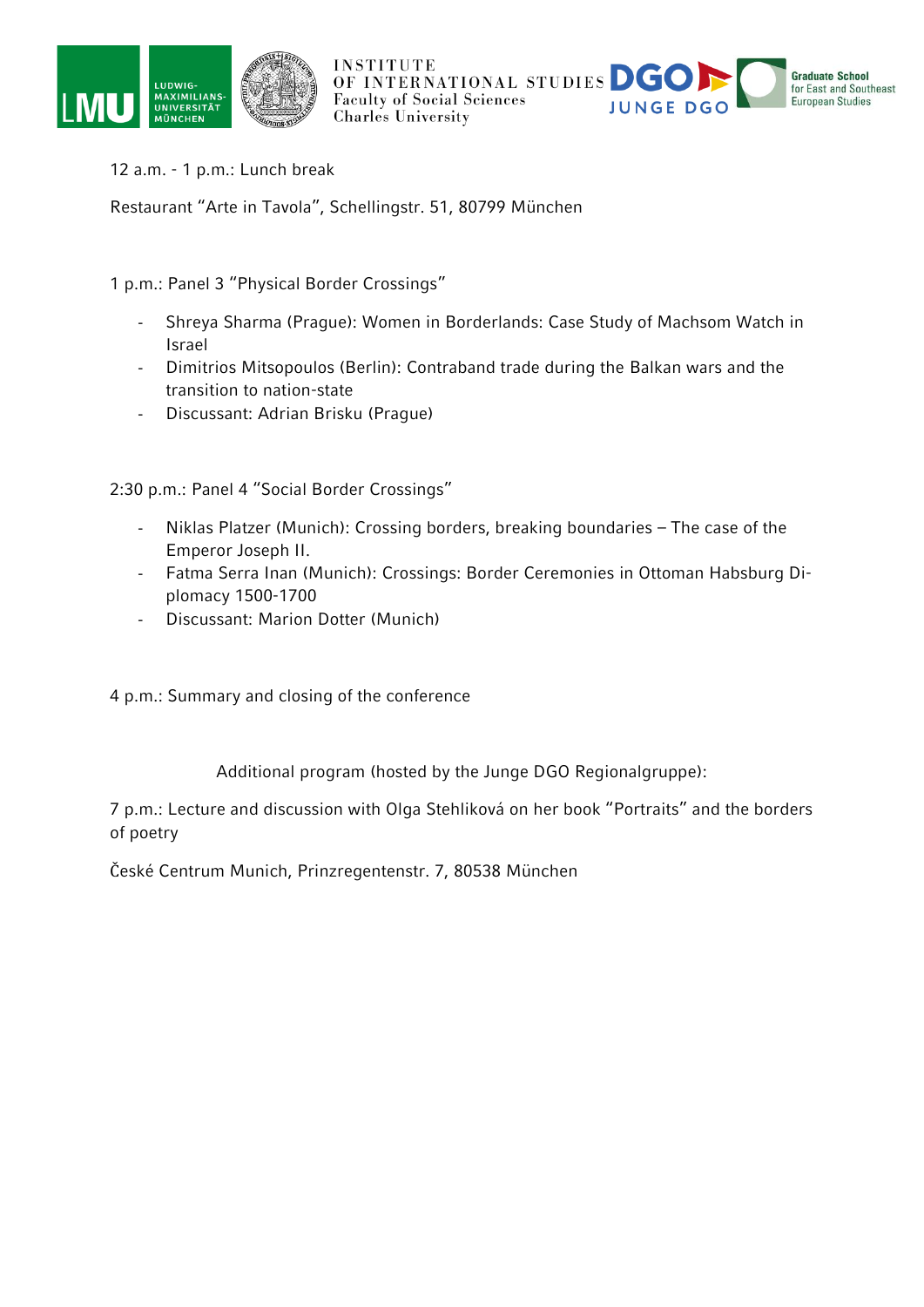12 a.m. - 1 p.m.: Lunch break

Restaurant "Arte in Tavola", Schellingstr. 51, 80799 München

1 p.m.: Panel 3 "Physical Border Crossings"

- Shreya Sharma (Prague): Women in Borderlands: Case Study of Machsom Watch in Israel
- Dimitrios Mitsopoulos (Berlin): Contraband trade during the Balkan wars and the transition to nation-state
- Discussant: Adrian Brisku (Prague)

2:30 p.m.: Panel 4 "Social Border Crossings"

- Niklas Platzer (Munich): Crossing borders, breaking boundaries – The case of the Emperor Joseph II.
- Fatma Serra Inan (Munich): Crossings: Border Ceremonies in Ottoman Habsburg Diplomacy 1500-1700
- Discussant: Marion Dotter (Munich)

4 p.m.: Summary and closing of the conference

Additional program (hosted by the Junge DGO Regionalgruppe):

7 p.m.: Lecture and discussion with Olga Stehlíková on her book "Portraits" and the borders of poetry

České Centrum Munich, Prinzregentenstr. 7, 80538 München